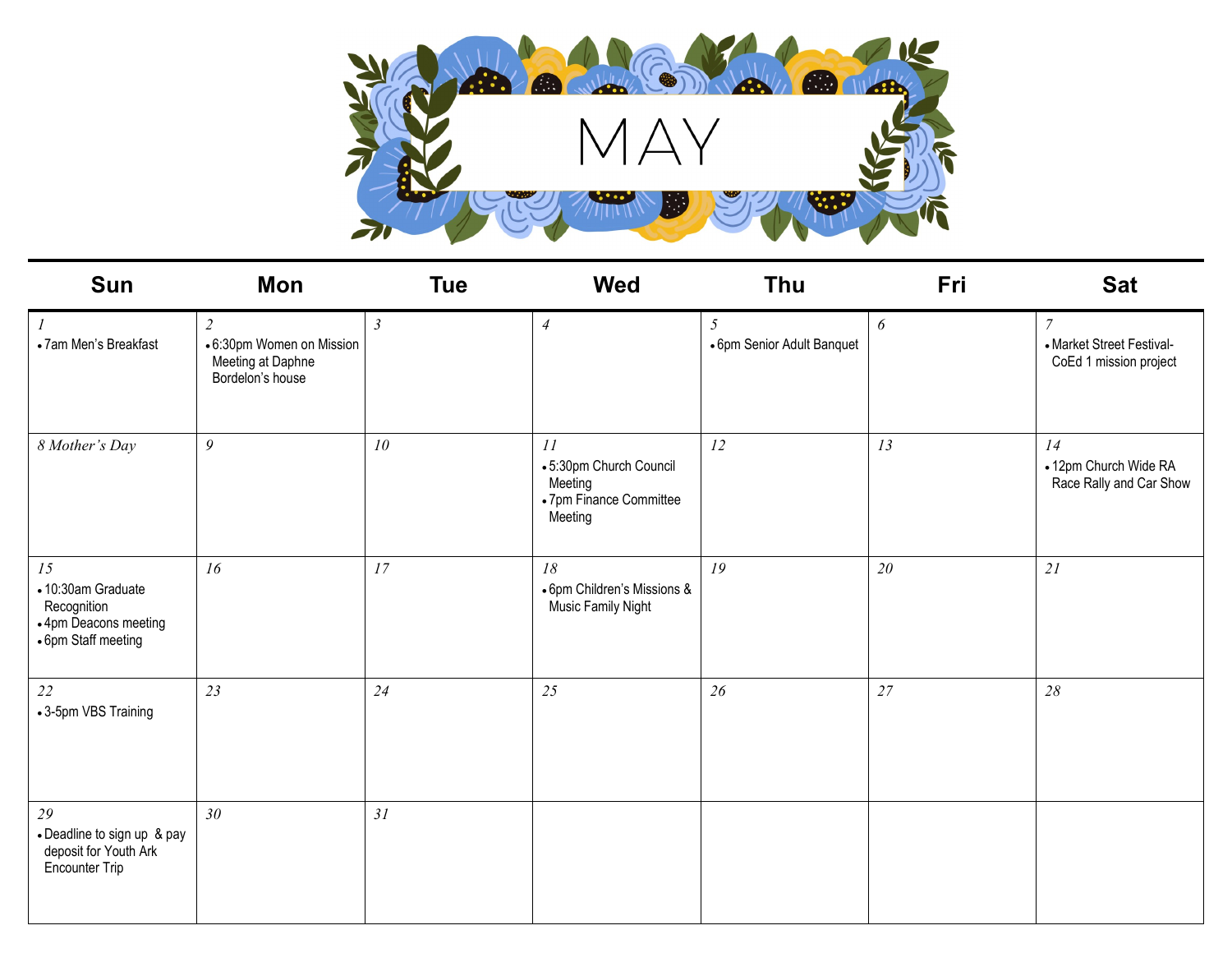# MAY

| Sun | Mon | Tue | Wed | Thu | Fri | Sat |
|---|---|---|---|---|---|---|
| *1*<br>• 7am Men's Breakfast | *2*<br>• 6:30pm Women on Mission Meeting at Daphne Bordelon's house | *3* | *4* | *5*<br>• 6pm Senior Adult Banquet | *6* | *7*<br>• Market Street Festival- CoEd 1 mission project |
| *8 Mother's Day* | *9* | *10* | *11*<br>• 5:30pm Church Council Meeting<br>• 7pm Finance Committee Meeting | *12* | *13* | *14*<br>• 12pm Church Wide RA Race Rally and Car Show |
| *15*<br>• 10:30am Graduate Recognition<br>• 4pm Deacons meeting<br>• 6pm Staff meeting | *16* | *17* | *18*<br>• 6pm Children's Missions & Music Family Night | *19* | *20* | *21* |
| *22*<br>• 3-5pm VBS Training | *23* | *24* | *25* | *26* | *27* | *28* |
| *29*<br>• Deadline to sign up & pay deposit for Youth Ark Encounter Trip | *30* | *31* | | | | |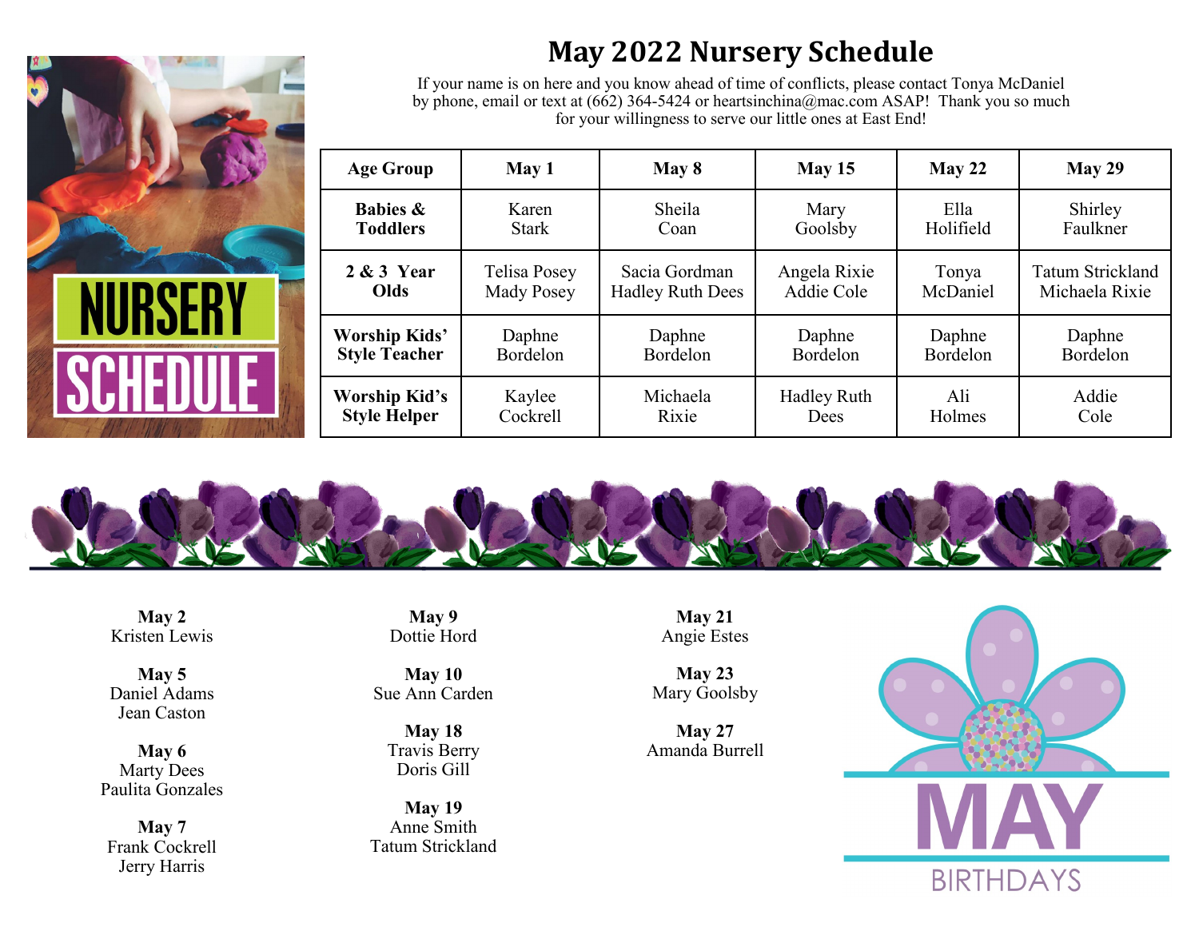# May 2022 Nursery Schedule

If your name is on here and you know ahead of time of conflicts, please contact Tonya McDaniel by phone, email or text at (662) 364-5424 or heartsinchina@mac.com ASAP! Thank you so much for your willingness to serve our little ones at East End!

| Age Group | May 1 | May 8 | May 15 | May 22 | May 29 |
|---|---|---|---|---|---|
| **Babies & Toddlers** | Karen Stark | Sheila Coan | Mary Goolsby | Ella Holifield | Shirley Faulkner |
| **2 & 3 Year Olds** | Telisa Posey<br>Mady Posey | Sacia Gordman<br>Hadley Ruth Dees | Angela Rixie<br>Addie Cole | Tonya McDaniel | Tatum Strickland<br>Michaela Rixie |
| **Worship Kids' Style Teacher** | Daphne Bordelon | Daphne Bordelon | Daphne Bordelon | Daphne Bordelon | Daphne Bordelon |
| **Worship Kid's Style Helper** | Kaylee Cockrell | Michaela Rixie | Hadley Ruth Dees | Ali Holmes | Addie Cole |

## MAY BIRTHDAYS

**May 2**
Kristen Lewis

**May 5**
Daniel Adams
Jean Caston

**May 6**
Marty Dees
Paulita Gonzales

**May 7**
Frank Cockrell
Jerry Harris

**May 9**
Dottie Hord

**May 10**
Sue Ann Carden

**May 18**
Travis Berry
Doris Gill

**May 19**
Anne Smith
Tatum Strickland

**May 21**
Angie Estes

**May 23**
Mary Goolsby

**May 27**
Amanda Burrell